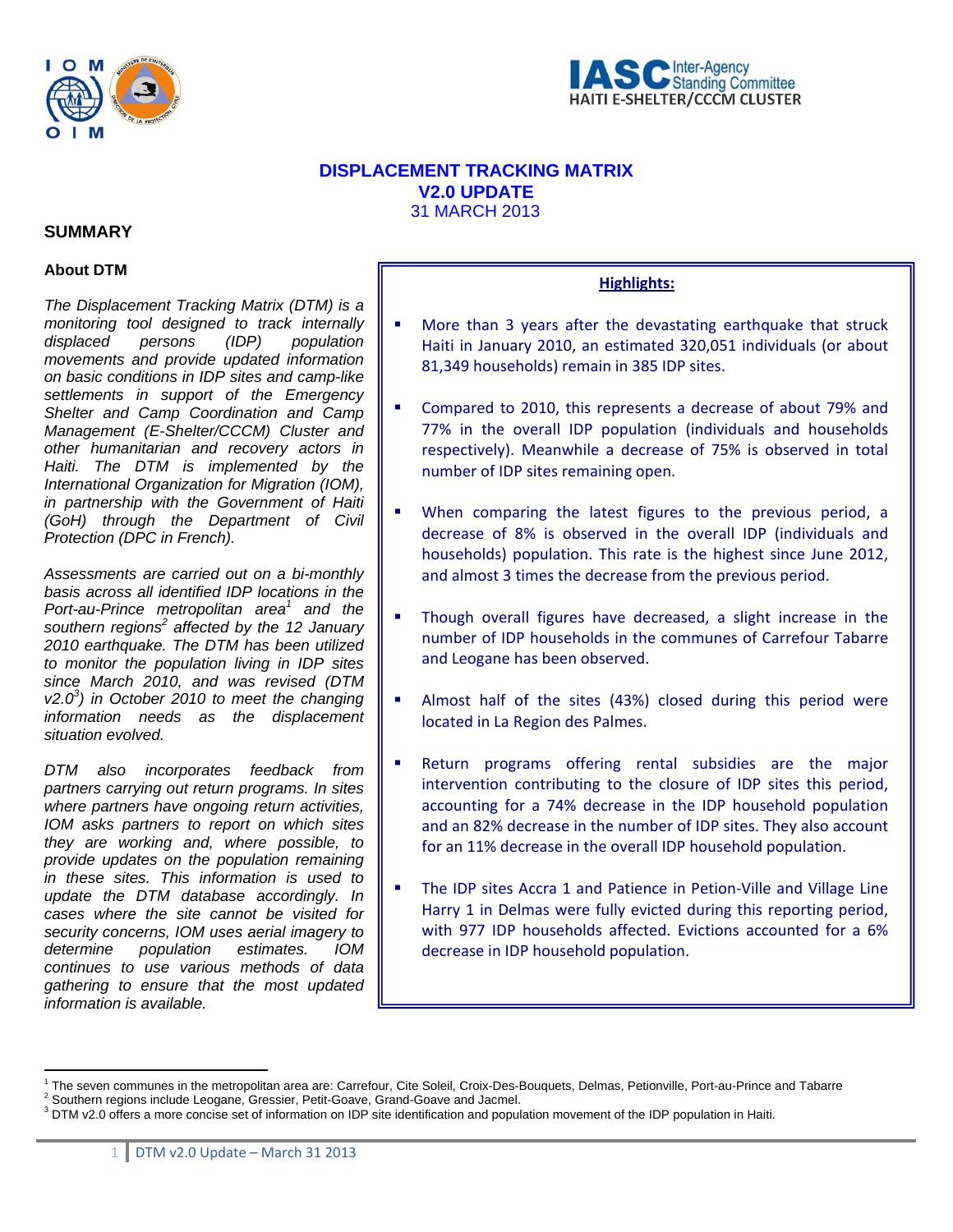IASC Inter-Agency Standing Committee
HAITI E-SHELTER/CCCM CLUSTER

# DISPLACEMENT TRACKING MATRIX
## V2.0 UPDATE
31 MARCH 2013

## SUMMARY

### About DTM

*The Displacement Tracking Matrix (DTM) is a monitoring tool designed to track internally displaced persons (IDP) population movements and provide updated information on basic conditions in IDP sites and camp-like settlements in support of the Emergency Shelter and Camp Coordination and Camp Management (E-Shelter/CCCM) Cluster and other humanitarian and recovery actors in Haiti. The DTM is implemented by the International Organization for Migration (IOM), in partnership with the Government of Haiti (GoH) through the Department of Civil Protection (DPC in French).*

*Assessments are carried out on a bi-monthly basis across all identified IDP locations in the Port-au-Prince metropolitan area[1] and the southern regions[2] affected by the 12 January 2010 earthquake. The DTM has been utilized to monitor the population living in IDP sites since March 2010, and was revised (DTM v2.0[3]) in October 2010 to meet the changing information needs as the displacement situation evolved.*

*DTM also incorporates feedback from partners carrying out return programs. In sites where partners have ongoing return activities, IOM asks partners to report on which sites they are working and, where possible, to provide updates on the population remaining in these sites. This information is used to update the DTM database accordingly. In cases where the site cannot be visited for security concerns, IOM uses aerial imagery to determine population estimates. IOM continues to use various methods of data gathering to ensure that the most updated information is available.*

### Highlights:

- More than 3 years after the devastating earthquake that struck Haiti in January 2010, an estimated 320,051 individuals (or about 81,349 households) remain in 385 IDP sites.
- Compared to 2010, this represents a decrease of about 79% and 77% in the overall IDP population (individuals and households respectively). Meanwhile a decrease of 75% is observed in total number of IDP sites remaining open.
- When comparing the latest figures to the previous period, a decrease of 8% is observed in the overall IDP (individuals and households) population. This rate is the highest since June 2012, and almost 3 times the decrease from the previous period.
- Though overall figures have decreased, a slight increase in the number of IDP households in the communes of Carrefour Tabarre and Leogane has been observed.
- Almost half of the sites (43%) closed during this period were located in La Region des Palmes.
- Return programs offering rental subsidies are the major intervention contributing to the closure of IDP sites this period, accounting for a 74% decrease in the IDP household population and an 82% decrease in the number of IDP sites. They also account for an 11% decrease in the overall IDP household population.
- The IDP sites Accra 1 and Patience in Petion-Ville and Village Line Harry 1 in Delmas were fully evicted during this reporting period, with 977 IDP households affected. Evictions accounted for a 6% decrease in IDP household population.

---

[1] The seven communes in the metropolitan area are: Carrefour, Cite Soleil, Croix-Des-Bouquets, Delmas, Petionville, Port-au-Prince and Tabarre
[2] Southern regions include Leogane, Gressier, Petit-Goave, Grand-Goave and Jacmel.
[3] DTM v2.0 offers a more concise set of information on IDP site identification and population movement of the IDP population in Haiti.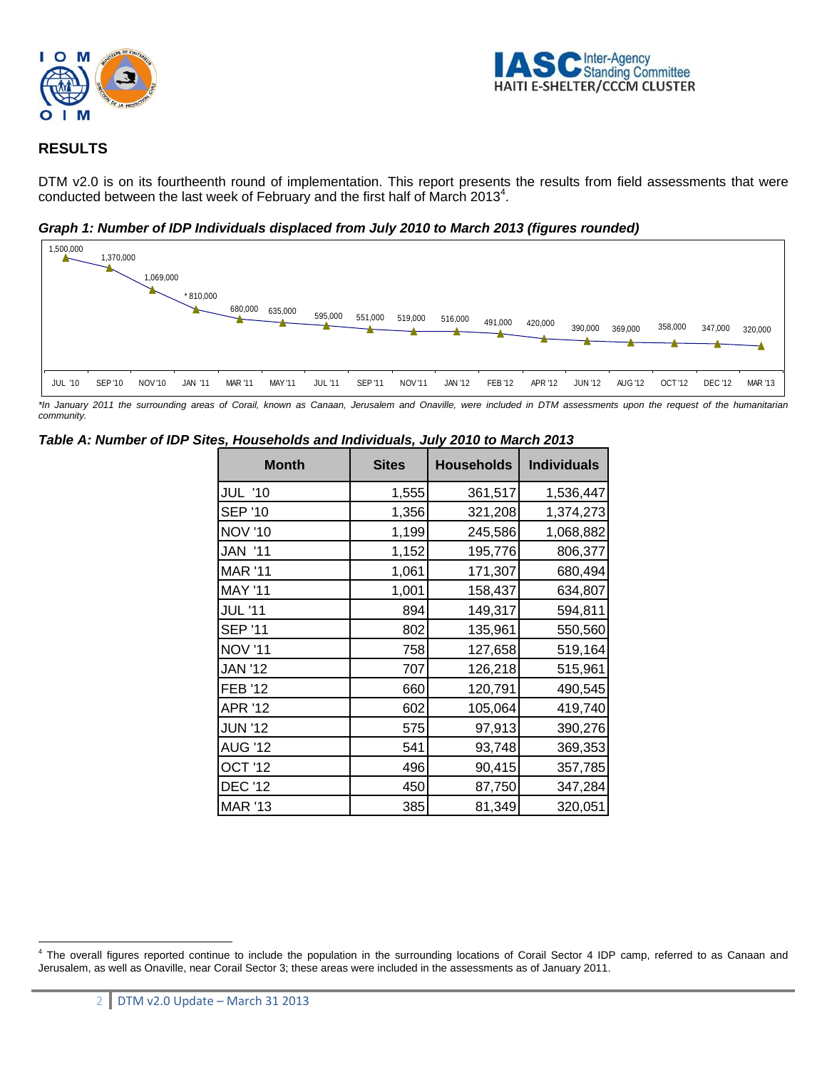## RESULTS

DTM v2.0 is on its fourtheenth round of implementation. This report presents the results from field assessments that were conducted between the last week of February and the first half of March 2013[4].

*Graph 1: Number of IDP Individuals displaced from July 2010 to March 2013 (figures rounded)*

| JUL '10 | SEP '10 | NOV'10 | JAN '11 | MAR '11 | MAY '11 | JUL '11 | SEP '11 | NOV'11 | JAN '12 | FEB '12 | APR '12 | JUN '12 | AUG '12 | OCT '12 | DEC '12 | MAR '13 |
|---|---|---|---|---|---|---|---|---|---|---|---|---|---|---|---|---|
| 1,500,000 | 1,370,000 | 1,069,000 | * 810,000 | 680,000 | 635,000 | 595,000 | 551,000 | 519,000 | 516,000 | 491,000 | 420,000 | 390,000 | 369,000 | 358,000 | 347,000 | 320,000 |

*\*In January 2011 the surrounding areas of Corail, known as Canaan, Jerusalem and Onaville, were included in DTM assessments upon the request of the humanitarian community.*

*Table A: Number of IDP Sites, Households and Individuals, July 2010 to March 2013*

| Month | Sites | Households | Individuals |
|---|---|---|---|
| JUL '10 | 1,555 | 361,517 | 1,536,447 |
| SEP '10 | 1,356 | 321,208 | 1,374,273 |
| NOV '10 | 1,199 | 245,586 | 1,068,882 |
| JAN '11 | 1,152 | 195,776 | 806,377 |
| MAR '11 | 1,061 | 171,307 | 680,494 |
| MAY '11 | 1,001 | 158,437 | 634,807 |
| JUL '11 | 894 | 149,317 | 594,811 |
| SEP '11 | 802 | 135,961 | 550,560 |
| NOV '11 | 758 | 127,658 | 519,164 |
| JAN '12 | 707 | 126,218 | 515,961 |
| FEB '12 | 660 | 120,791 | 490,545 |
| APR '12 | 602 | 105,064 | 419,740 |
| JUN '12 | 575 | 97,913 | 390,276 |
| AUG '12 | 541 | 93,748 | 369,353 |
| OCT '12 | 496 | 90,415 | 357,785 |
| DEC '12 | 450 | 87,750 | 347,284 |
| MAR '13 | 385 | 81,349 | 320,051 |

[4] The overall figures reported continue to include the population in the surrounding locations of Corail Sector 4 IDP camp, referred to as Canaan and Jerusalem, as well as Onaville, near Corail Sector 3; these areas were included in the assessments as of January 2011.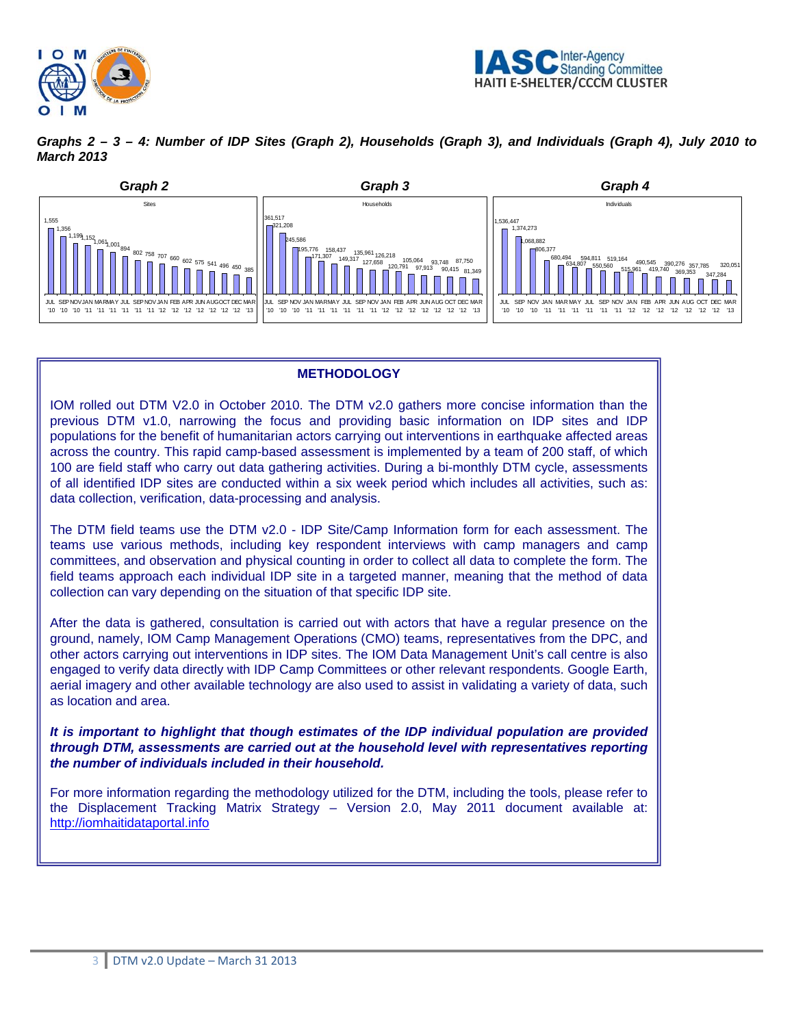***Graphs 2 – 3 – 4: Number of IDP Sites (Graph 2), Households (Graph 3), and Individuals (Graph 4), July 2010 to March 2013***

| Period | Graph 2: Sites | Graph 3: Households | Graph 4: Individuals |
|---|---|---|---|
| JUL '10 | 1,555 | 361,517 | 1,536,447 |
| SEP '10 | 1,356 | 321,208 | 1,374,273 |
| NOV '10 | 1,199 | 245,586 | 1,068,882 |
| JAN '11 | 1,152 | 195,776 | 806,377 |
| MAR '11 | 1,061 | 171,307 | 680,494 |
| MAY '11 | 1,001 | 158,437 | 634,807 |
| JUL '11 | 894 | 149,317 | 594,811 |
| SEP '11 | 802 | 135,961 | 550,560 |
| NOV '11 | 758 | 127,658 | 519,164 |
| JAN '12 | 707 | 126,218 | 515,961 |
| FEB '12 | 660 | 120,791 | 490,545 |
| APR '12 | 602 | 105,064 | 419,740 |
| JUN '12 | 575 | 97,913 | 390,276 |
| AUG '12 | 541 | 93,748 | 369,353 |
| OCT '12 | 496 | 90,415 | 357,785 |
| DEC '12 | 450 | 87,750 | 347,284 |
| MAR '13 | 385 | 81,349 | 320,051 |

## METHODOLOGY

IOM rolled out DTM V2.0 in October 2010. The DTM v2.0 gathers more concise information than the previous DTM v1.0, narrowing the focus and providing basic information on IDP sites and IDP populations for the benefit of humanitarian actors carrying out interventions in earthquake affected areas across the country. This rapid camp-based assessment is implemented by a team of 200 staff, of which 100 are field staff who carry out data gathering activities. During a bi-monthly DTM cycle, assessments of all identified IDP sites are conducted within a six week period which includes all activities, such as: data collection, verification, data-processing and analysis.

The DTM field teams use the DTM v2.0 - IDP Site/Camp Information form for each assessment. The teams use various methods, including key respondent interviews with camp managers and camp committees, and observation and physical counting in order to collect all data to complete the form. The field teams approach each individual IDP site in a targeted manner, meaning that the method of data collection can vary depending on the situation of that specific IDP site.

After the data is gathered, consultation is carried out with actors that have a regular presence on the ground, namely, IOM Camp Management Operations (CMO) teams, representatives from the DPC, and other actors carrying out interventions in IDP sites. The IOM Data Management Unit's call centre is also engaged to verify data directly with IDP Camp Committees or other relevant respondents. Google Earth, aerial imagery and other available technology are also used to assist in validating a variety of data, such as location and area.

***It is important to highlight that though estimates of the IDP individual population are provided through DTM, assessments are carried out at the household level with representatives reporting the number of individuals included in their household.***

For more information regarding the methodology utilized for the DTM, including the tools, please refer to the Displacement Tracking Matrix Strategy – Version 2.0, May 2011 document available at: http://iomhaitidataportal.info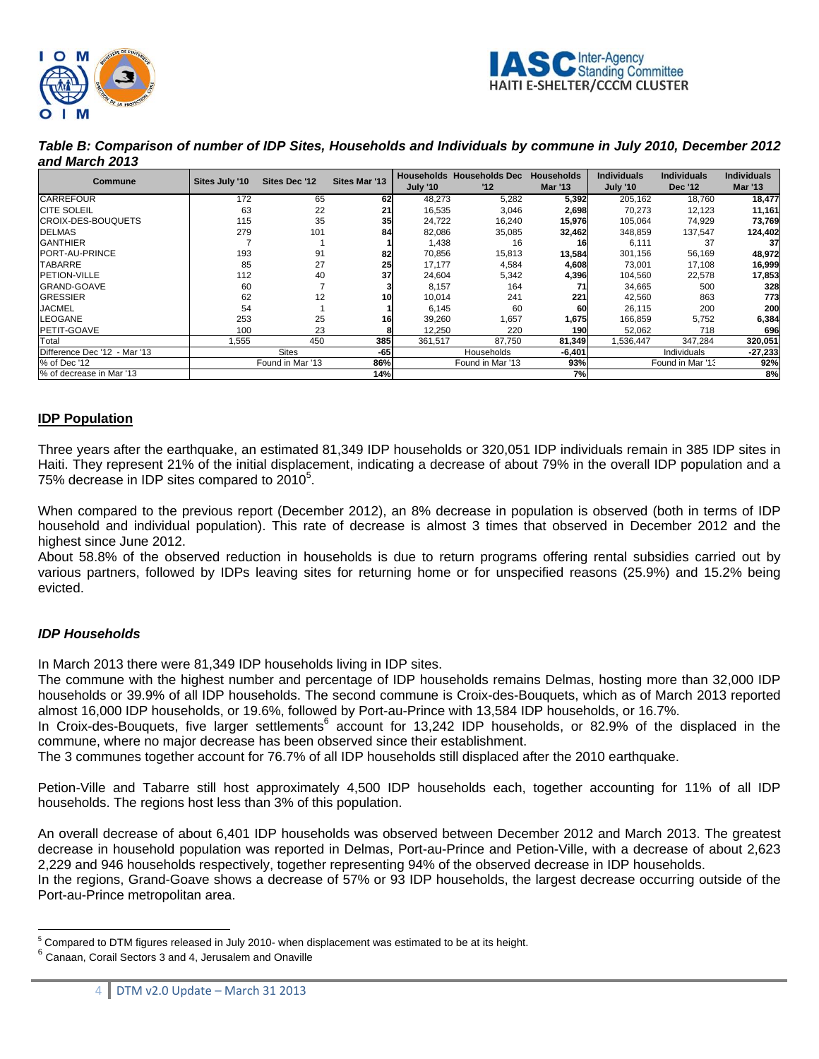***Table B: Comparison of number of IDP Sites, Households and Individuals by commune in July 2010, December 2012 and March 2013***

| Commune | Sites July '10 | Sites Dec '12 | Sites Mar '13 | Households July '10 | Households Dec '12 | Households Mar '13 | Individuals July '10 | Individuals Dec '12 | Individuals Mar '13 |
|---|---|---|---|---|---|---|---|---|---|
| CARREFOUR | 172 | 65 | **62** | 48,273 | 5,282 | **5,392** | 205,162 | 18,760 | **18,477** |
| CITE SOLEIL | 63 | 22 | **21** | 16,535 | 3,046 | **2,698** | 70,273 | 12,123 | **11,161** |
| CROIX-DES-BOUQUETS | 115 | 35 | **35** | 24,722 | 16,240 | **15,976** | 105,064 | 74,929 | **73,769** |
| DELMAS | 279 | 101 | **84** | 82,086 | 35,085 | **32,462** | 348,859 | 137,547 | **124,402** |
| GANTHIER | 7 | 1 | **1** | 1,438 | 16 | **16** | 6,111 | 37 | **37** |
| PORT-AU-PRINCE | 193 | 91 | **82** | 70,856 | 15,813 | **13,584** | 301,156 | 56,169 | **48,972** |
| TABARRE | 85 | 27 | **25** | 17,177 | 4,584 | **4,608** | 73,001 | 17,108 | **16,999** |
| PETION-VILLE | 112 | 40 | **37** | 24,604 | 5,342 | **4,396** | 104,560 | 22,578 | **17,853** |
| GRAND-GOAVE | 60 | 7 | **3** | 8,157 | 164 | **71** | 34,665 | 500 | **328** |
| GRESSIER | 62 | 12 | **10** | 10,014 | 241 | **221** | 42,560 | 863 | **773** |
| JACMEL | 54 | 1 | **1** | 6,145 | 60 | **60** | 26,115 | 200 | **200** |
| LEOGANE | 253 | 25 | **16** | 39,260 | 1,657 | **1,675** | 166,859 | 5,752 | **6,384** |
| PETIT-GOAVE | 100 | 23 | **8** | 12,250 | 220 | **190** | 52,062 | 718 | **696** |
| Total | 1,555 | 450 | **385** | 361,517 | 87,750 | **81,349** | 1,536,447 | 347,284 | **320,051** |
| Difference Dec '12 - Mar '13 | | Sites | **-65** | | Households | **-6,401** | | Individuals | **-27,233** |
| % of Dec '12 | | Found in Mar '13 | **86%** | | Found in Mar '13 | **93%** | | Found in Mar '13 | **92%** |
| % of decrease in Mar '13 | | | **14%** | | | **7%** | | | **8%** |

## IDP Population

Three years after the earthquake, an estimated 81,349 IDP households or 320,051 IDP individuals remain in 385 IDP sites in Haiti. They represent 21% of the initial displacement, indicating a decrease of about 79% in the overall IDP population and a 75% decrease in IDP sites compared to 2010[5].

When compared to the previous report (December 2012), an 8% decrease in population is observed (both in terms of IDP household and individual population). This rate of decrease is almost 3 times that observed in December 2012 and the highest since June 2012.

About 58.8% of the observed reduction in households is due to return programs offering rental subsidies carried out by various partners, followed by IDPs leaving sites for returning home or for unspecified reasons (25.9%) and 15.2% being evicted.

### *IDP Households*

In March 2013 there were 81,349 IDP households living in IDP sites.

The commune with the highest number and percentage of IDP households remains Delmas, hosting more than 32,000 IDP households or 39.9% of all IDP households. The second commune is Croix-des-Bouquets, which as of March 2013 reported almost 16,000 IDP households, or 19.6%, followed by Port-au-Prince with 13,584 IDP households, or 16.7%.

In Croix-des-Bouquets, five larger settlements[6] account for 13,242 IDP households, or 82.9% of the displaced in the commune, where no major decrease has been observed since their establishment.

The 3 communes together account for 76.7% of all IDP households still displaced after the 2010 earthquake.

Petion-Ville and Tabarre still host approximately 4,500 IDP households each, together accounting for 11% of all IDP households. The regions host less than 3% of this population.

An overall decrease of about 6,401 IDP households was observed between December 2012 and March 2013. The greatest decrease in household population was reported in Delmas, Port-au-Prince and Petion-Ville, with a decrease of about 2,623 2,229 and 946 households respectively, together representing 94% of the observed decrease in IDP households.

In the regions, Grand-Goave shows a decrease of 57% or 93 IDP households, the largest decrease occurring outside of the Port-au-Prince metropolitan area.

---

[5] Compared to DTM figures released in July 2010- when displacement was estimated to be at its height.

[6] Canaan, Corail Sectors 3 and 4, Jerusalem and Onaville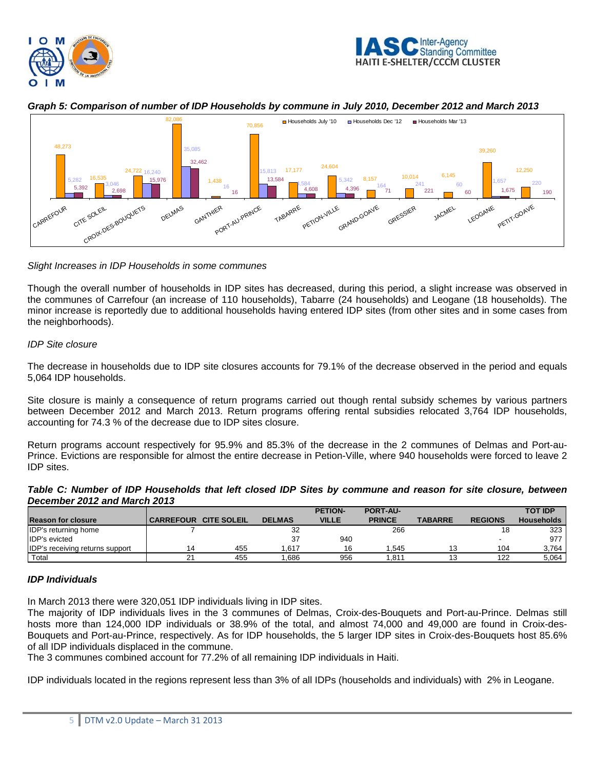***Graph 5: Comparison of number of IDP Households by commune in July 2010, December 2012 and March 2013***

| Commune | Households July '10 | Households Dec '12 | Households Mar '13 |
|---|---|---|---|
| CARREFOUR | 48,273 | 5,282 | 5,392 |
| CITE SOLEIL | 16,535 | 3,046 | 2,698 |
| CROIX-DES-BOUQUETS | 24,722 | 16,240 | 15,976 |
| DELMAS | 82,086 | 35,085 | 32,462 |
| GANTHIER | 1,438 | 16 | 16 |
| PORT-AU-PRINCE | 70,856 | 15,813 | 13,584 |
| TABARRE | 17,177 | 4,584 | 4,608 |
| PETION-VILLE | 24,604 | 5,342 | 4,396 |
| GRAND-GOAVE | 8,157 | 164 | 71 |
| GRESSIER | 10,014 | 241 | 221 |
| JACMEL | 6,145 | 60 | 60 |
| LEOGANE | 39,260 | 1,657 | 1,675 |
| PETIT-GOAVE | 12,250 | 220 | 190 |

*Slight Increases in IDP Households in some communes*

Though the overall number of households in IDP sites has decreased, during this period, a slight increase was observed in the communes of Carrefour (an increase of 110 households), Tabarre (24 households) and Leogane (18 households). The minor increase is reportedly due to additional households having entered IDP sites (from other sites and in some cases from the neighborhoods).

*IDP Site closure*

The decrease in households due to IDP site closures accounts for 79.1% of the decrease observed in the period and equals 5,064 IDP households.

Site closure is mainly a consequence of return programs carried out though rental subsidy schemes by various partners between December 2012 and March 2013. Return programs offering rental subsidies relocated 3,764 IDP households, accounting for 74.3 % of the decrease due to IDP sites closure.

Return programs account respectively for 95.9% and 85.3% of the decrease in the 2 communes of Delmas and Port-au-Prince. Evictions are responsible for almost the entire decrease in Petion-Ville, where 940 households were forced to leave 2 IDP sites.

***Table C: Number of IDP Households that left closed IDP Sites by commune and reason for site closure, between December 2012 and March 2013***

| Reason for closure | CARREFOUR | CITE SOLEIL | DELMAS | PETION-VILLE | PORT-AU-PRINCE | TABARRE | REGIONS | TOT IDP Households |
|---|---|---|---|---|---|---|---|---|
| IDP's returning home | 7 | | 32 | | 266 | | 18 | 323 |
| IDP's evicted | | | 37 | 940 | | | - | 977 |
| IDP's receiving returns support | 14 | 455 | 1,617 | 16 | 1,545 | 13 | 104 | 3,764 |
| Total | 21 | 455 | 1,686 | 956 | 1,811 | 13 | 122 | 5,064 |

***IDP Individuals***

In March 2013 there were 320,051 IDP individuals living in IDP sites.
The majority of IDP individuals lives in the 3 communes of Delmas, Croix-des-Bouquets and Port-au-Prince. Delmas still hosts more than 124,000 IDP individuals or 38.9% of the total, and almost 74,000 and 49,000 are found in Croix-des-Bouquets and Port-au-Prince, respectively. As for IDP households, the 5 larger IDP sites in Croix-des-Bouquets host 85.6% of all IDP individuals displaced in the commune.
The 3 communes combined account for 77.2% of all remaining IDP individuals in Haiti.

IDP individuals located in the regions represent less than 3% of all IDPs (households and individuals) with 2% in Leogane.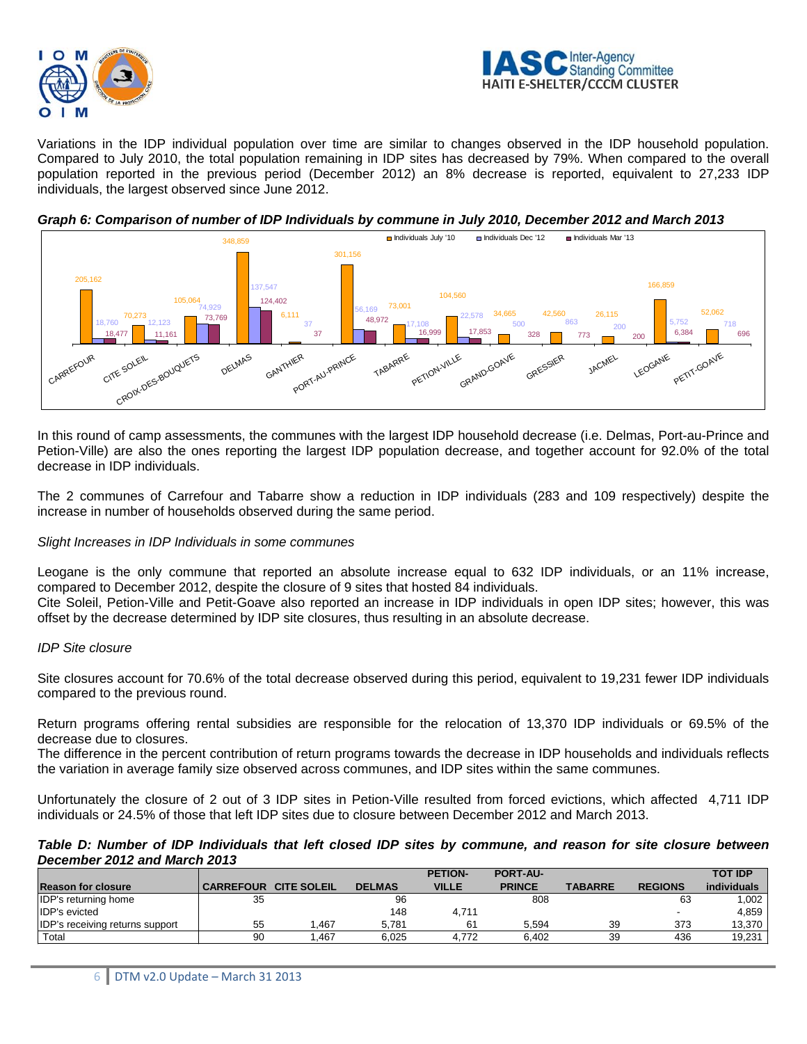Variations in the IDP individual population over time are similar to changes observed in the IDP household population. Compared to July 2010, the total population remaining in IDP sites has decreased by 79%. When compared to the overall population reported in the previous period (December 2012) an 8% decrease is reported, equivalent to 27,233 IDP individuals, the largest observed since June 2012.

***Graph 6: Comparison of number of IDP Individuals by commune in July 2010, December 2012 and March 2013***

| Commune | Individuals July '10 | Individuals Dec '12 | Individuals Mar '13 |
|---|---|---|---|
| CARREFOUR | 205,162 | 18,760 | 18,477 |
| CITE SOLEIL | 70,273 | 12,123 | 11,161 |
| CROIX-DES-BOUQUETS | 105,064 | 74,929 | 73,769 |
| DELMAS | 348,859 | 137,547 | 124,402 |
| GANTHIER | 6,111 | 37 | 37 |
| PORT-AU-PRINCE | 301,156 | 56,169 | 48,972 |
| TABARRE | 73,001 | 17,108 | 16,999 |
| PETION-VILLE | 104,560 | 22,578 | 17,853 |
| GRAND-GOAVE | 34,665 | 500 | 328 |
| GRESSIER | 42,560 | 863 | 773 |
| JACMEL | 26,115 | 200 | 200 |
| LEOGANE | 166,859 | 5,752 | 6,384 |
| PETIT-GOAVE | 52,062 | 718 | 696 |

In this round of camp assessments, the communes with the largest IDP household decrease (i.e. Delmas, Port-au-Prince and Petion-Ville) are also the ones reporting the largest IDP population decrease, and together account for 92.0% of the total decrease in IDP individuals.

The 2 communes of Carrefour and Tabarre show a reduction in IDP individuals (283 and 109 respectively) despite the increase in number of households observed during the same period.

*Slight Increases in IDP Individuals in some communes*

Leogane is the only commune that reported an absolute increase equal to 632 IDP individuals, or an 11% increase, compared to December 2012, despite the closure of 9 sites that hosted 84 individuals.
Cite Soleil, Petion-Ville and Petit-Goave also reported an increase in IDP individuals in open IDP sites; however, this was offset by the decrease determined by IDP site closures, thus resulting in an absolute decrease.

*IDP Site closure*

Site closures account for 70.6% of the total decrease observed during this period, equivalent to 19,231 fewer IDP individuals compared to the previous round.

Return programs offering rental subsidies are responsible for the relocation of 13,370 IDP individuals or 69.5% of the decrease due to closures.
The difference in the percent contribution of return programs towards the decrease in IDP households and individuals reflects the variation in average family size observed across communes, and IDP sites within the same communes.

Unfortunately the closure of 2 out of 3 IDP sites in Petion-Ville resulted from forced evictions, which affected 4,711 IDP individuals or 24.5% of those that left IDP sites due to closure between December 2012 and March 2013.

***Table D: Number of IDP Individuals that left closed IDP sites by commune, and reason for site closure between December 2012 and March 2013***

| Reason for closure | CARREFOUR | CITE SOLEIL | DELMAS | PETION-VILLE | PORT-AU-PRINCE | TABARRE | REGIONS | TOT IDP individuals |
|---|---|---|---|---|---|---|---|---|
| IDP's returning home | 35 | | 96 | | 808 | | 63 | 1,002 |
| IDP's evicted | | | 148 | 4,711 | | | - | 4,859 |
| IDP's receiving returns support | 55 | 1,467 | 5,781 | 61 | 5,594 | 39 | 373 | 13,370 |
| Total | 90 | 1,467 | 6,025 | 4,772 | 6,402 | 39 | 436 | 19,231 |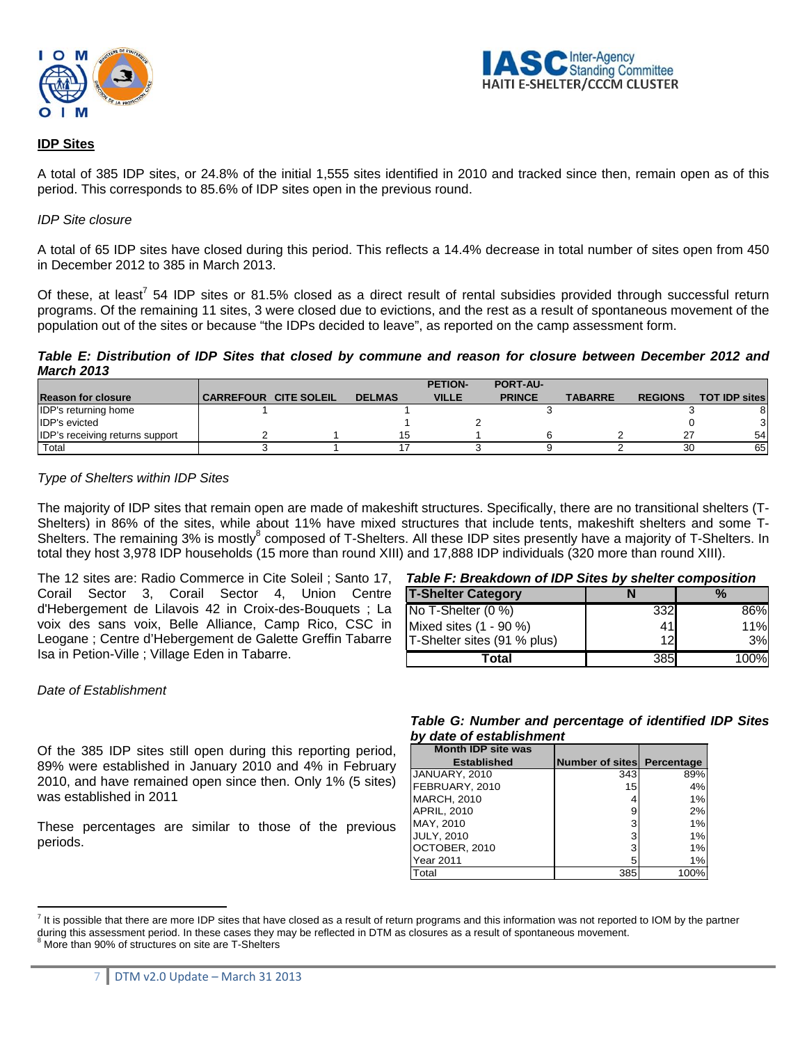## IDP Sites

A total of 385 IDP sites, or 24.8% of the initial 1,555 sites identified in 2010 and tracked since then, remain open as of this period. This corresponds to 85.6% of IDP sites open in the previous round.

*IDP Site closure*

A total of 65 IDP sites have closed during this period. This reflects a 14.4% decrease in total number of sites open from 450 in December 2012 to 385 in March 2013.

Of these, at least[7] 54 IDP sites or 81.5% closed as a direct result of rental subsidies provided through successful return programs. Of the remaining 11 sites, 3 were closed due to evictions, and the rest as a result of spontaneous movement of the population out of the sites or because "the IDPs decided to leave", as reported on the camp assessment form.

***Table E: Distribution of IDP Sites that closed by commune and reason for closure between December 2012 and March 2013***

| Reason for closure | CARREFOUR | CITE SOLEIL | DELMAS | PETION-VILLE | PORT-AU-PRINCE | TABARRE | REGIONS | TOT IDP sites |
|---|---|---|---|---|---|---|---|---|
| IDP's returning home | 1 | | 1 | | 3 | | 3 | 8 |
| IDP's evicted | | | 1 | 2 | | | 0 | 3 |
| IDP's receiving returns support | 2 | 1 | 15 | 1 | 6 | 2 | 27 | 54 |
| Total | 3 | 1 | 17 | 3 | 9 | 2 | 30 | 65 |

*Type of Shelters within IDP Sites*

The majority of IDP sites that remain open are made of makeshift structures. Specifically, there are no transitional shelters (T-Shelters) in 86% of the sites, while about 11% have mixed structures that include tents, makeshift shelters and some T-Shelters. The remaining 3% is mostly[8] composed of T-Shelters. All these IDP sites presently have a majority of T-Shelters. In total they host 3,978 IDP households (15 more than round XIII) and 17,888 IDP individuals (320 more than round XIII).

The 12 sites are: Radio Commerce in Cite Soleil ; Santo 17, Corail Sector 3, Corail Sector 4, Union Centre d'Hebergement de Lilavois 42 in Croix-des-Bouquets ; La voix des sans voix, Belle Alliance, Camp Rico, CSC in Leogane ; Centre d'Hebergement de Galette Greffin Tabarre Isa in Petion-Ville ; Village Eden in Tabarre.

***Table F: Breakdown of IDP Sites by shelter composition***

| T-Shelter Category | N | % |
|---|---|---|
| No T-Shelter (0 %) | 332 | 86% |
| Mixed sites (1 - 90 %) | 41 | 11% |
| T-Shelter sites (91 % plus) | 12 | 3% |
| **Total** | 385 | 100% |

*Date of Establishment*

Of the 385 IDP sites still open during this reporting period, 89% were established in January 2010 and 4% in February 2010, and have remained open since then. Only 1% (5 sites) was established in 2011

These percentages are similar to those of the previous periods.

***Table G: Number and percentage of identified IDP Sites by date of establishment***

| Month IDP site was Established | Number of sites | Percentage |
|---|---|---|
| JANUARY, 2010 | 343 | 89% |
| FEBRUARY, 2010 | 15 | 4% |
| MARCH, 2010 | 4 | 1% |
| APRIL, 2010 | 9 | 2% |
| MAY, 2010 | 3 | 1% |
| JULY, 2010 | 3 | 1% |
| OCTOBER, 2010 | 3 | 1% |
| Year 2011 | 5 | 1% |
| Total | 385 | 100% |

---

[7] It is possible that there are more IDP sites that have closed as a result of return programs and this information was not reported to IOM by the partner during this assessment period. In these cases they may be reflected in DTM as closures as a result of spontaneous movement.

[8] More than 90% of structures on site are T-Shelters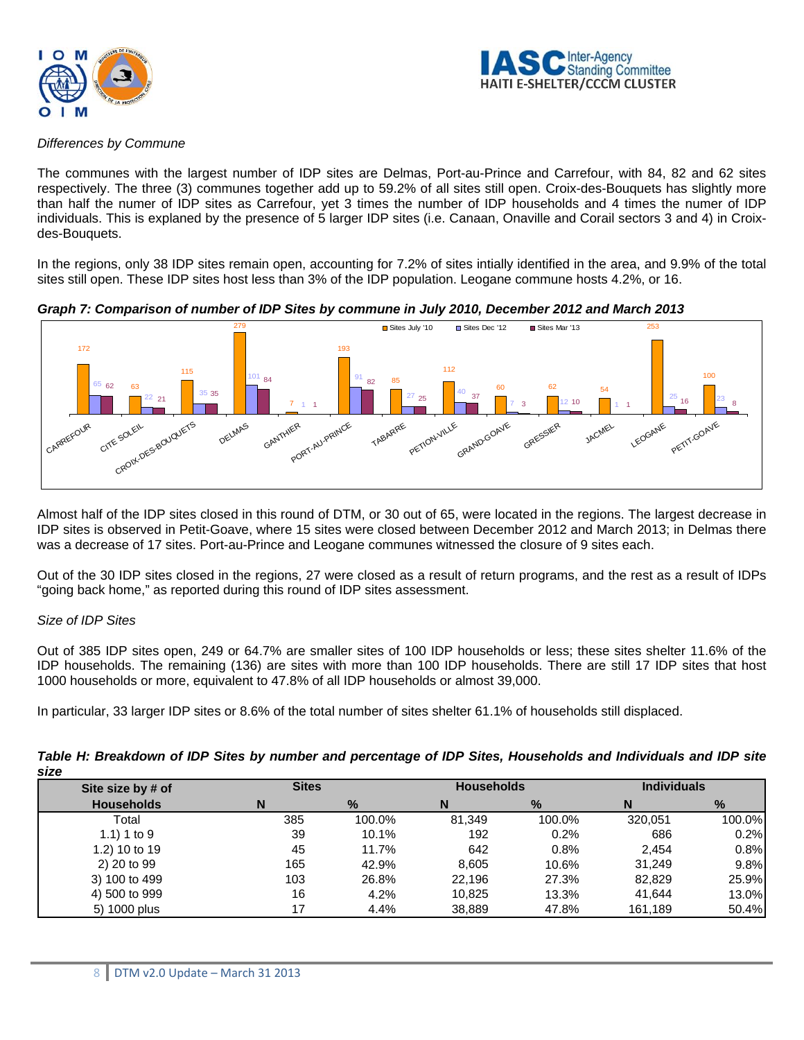*Differences by Commune*

The communes with the largest number of IDP sites are Delmas, Port-au-Prince and Carrefour, with 84, 82 and 62 sites respectively. The three (3) communes together add up to 59.2% of all sites still open. Croix-des-Bouquets has slightly more than half the numer of IDP sites as Carrefour, yet 3 times the number of IDP households and 4 times the numer of IDP individuals. This is explaned by the presence of 5 larger IDP sites (i.e. Canaan, Onaville and Corail sectors 3 and 4) in Croix-des-Bouquets.

In the regions, only 38 IDP sites remain open, accounting for 7.2% of sites intially identified in the area, and 9.9% of the total sites still open. These IDP sites host less than 3% of the IDP population. Leogane commune hosts 4.2%, or 16.

***Graph 7: Comparison of number of IDP Sites by commune in July 2010, December 2012 and March 2013***

| Commune | Sites July '10 | Sites Dec '12 | Sites Mar '13 |
|---|---|---|---|
| CARREFOUR | 172 | 65 | 62 |
| CITE SOLEIL | 63 | 22 | 21 |
| CROIX-DES-BOUQUETS | 115 | 35 | 35 |
| DELMAS | 279 | 101 | 84 |
| GANTHIER | 7 | 1 | 1 |
| PORT-AU-PRINCE | 193 | 91 | 82 |
| TABARRE | 85 | 27 | 25 |
| PETION-VILLE | 112 | 40 | 37 |
| GRAND-GOAVE | 60 | 7 | 3 |
| GRESSIER | 62 | 12 | 10 |
| JACMEL | 54 | 1 | 1 |
| LEOGANE | 253 | 25 | 16 |
| PETIT-GOAVE | 100 | 23 | 8 |

Almost half of the IDP sites closed in this round of DTM, or 30 out of 65, were located in the regions. The largest decrease in IDP sites is observed in Petit-Goave, where 15 sites were closed between December 2012 and March 2013; in Delmas there was a decrease of 17 sites. Port-au-Prince and Leogane communes witnessed the closure of 9 sites each.

Out of the 30 IDP sites closed in the regions, 27 were closed as a result of return programs, and the rest as a result of IDPs "going back home," as reported during this round of IDP sites assessment.

*Size of IDP Sites*

Out of 385 IDP sites open, 249 or 64.7% are smaller sites of 100 IDP households or less; these sites shelter 11.6% of the IDP households. The remaining (136) are sites with more than 100 IDP households. There are still 17 IDP sites that host 1000 households or more, equivalent to 47.8% of all IDP households or almost 39,000.

In particular, 33 larger IDP sites or 8.6% of the total number of sites shelter 61.1% of households still displaced.

***Table H: Breakdown of IDP Sites by number and percentage of IDP Sites, Households and Individuals and IDP site size***

| Site size by # of Households | Sites | | Households | | Individuals | |
|---|---|---|---|---|---|---|
| | N | % | N | % | N | % |
| Total | 385 | 100.0% | 81,349 | 100.0% | 320,051 | 100.0% |
| 1.1) 1 to 9 | 39 | 10.1% | 192 | 0.2% | 686 | 0.2% |
| 1.2) 10 to 19 | 45 | 11.7% | 642 | 0.8% | 2,454 | 0.8% |
| 2) 20 to 99 | 165 | 42.9% | 8,605 | 10.6% | 31,249 | 9.8% |
| 3) 100 to 499 | 103 | 26.8% | 22,196 | 27.3% | 82,829 | 25.9% |
| 4) 500 to 999 | 16 | 4.2% | 10,825 | 13.3% | 41,644 | 13.0% |
| 5) 1000 plus | 17 | 4.4% | 38,889 | 47.8% | 161,189 | 50.4% |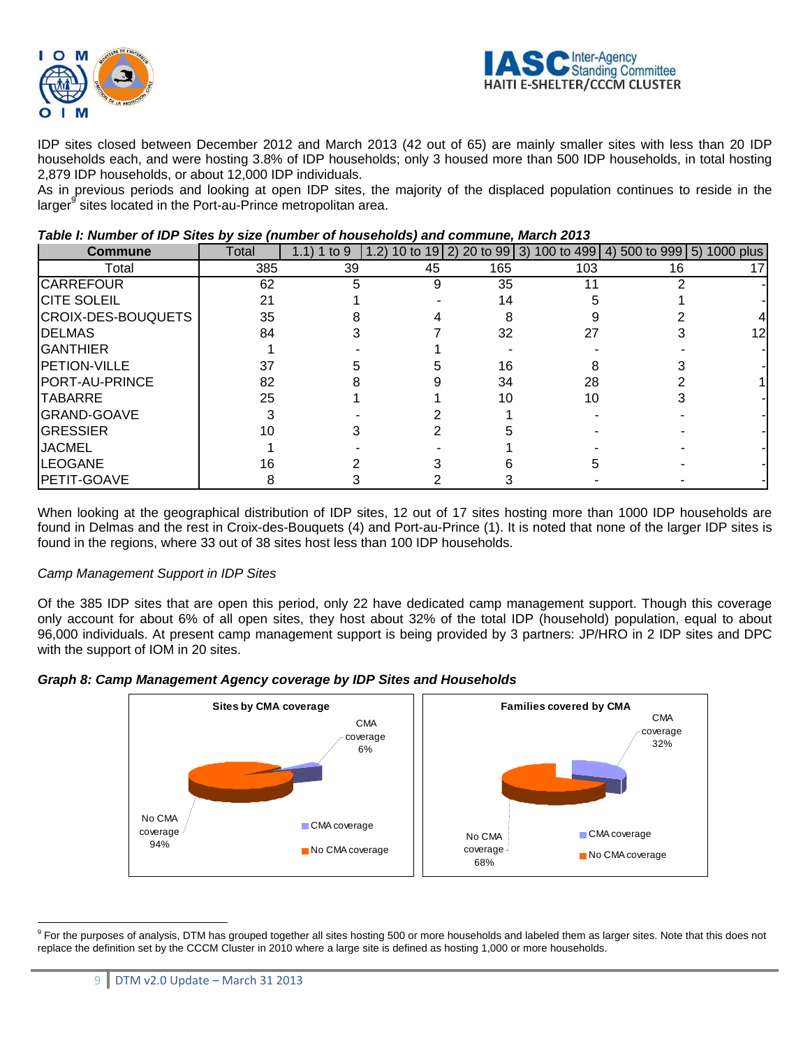IDP sites closed between December 2012 and March 2013 (42 out of 65) are mainly smaller sites with less than 20 IDP households each, and were hosting 3.8% of IDP households; only 3 housed more than 500 IDP households, in total hosting 2,879 IDP households, or about 12,000 IDP individuals.

As in previous periods and looking at open IDP sites, the majority of the displaced population continues to reside in the larger[9] sites located in the Port-au-Prince metropolitan area.

***Table I: Number of IDP Sites by size (number of households) and commune, March 2013***

| Commune | Total | 1.1) 1 to 9 | 1.2) 10 to 19 | 2) 20 to 99 | 3) 100 to 499 | 4) 500 to 999 | 5) 1000 plus |
|---|---|---|---|---|---|---|---|
| Total | 385 | 39 | 45 | 165 | 103 | 16 | 17 |
| CARREFOUR | 62 | 5 | 9 | 35 | 11 | 2 | - |
| CITE SOLEIL | 21 | 1 | - | 14 | 5 | 1 | - |
| CROIX-DES-BOUQUETS | 35 | 8 | 4 | 8 | 9 | 2 | 4 |
| DELMAS | 84 | 3 | 7 | 32 | 27 | 3 | 12 |
| GANTHIER | 1 | - | 1 | - | - | - | - |
| PETION-VILLE | 37 | 5 | 5 | 16 | 8 | 3 | - |
| PORT-AU-PRINCE | 82 | 8 | 9 | 34 | 28 | 2 | 1 |
| TABARRE | 25 | 1 | 1 | 10 | 10 | 3 | - |
| GRAND-GOAVE | 3 | - | 2 | 1 | - | - | - |
| GRESSIER | 10 | 3 | 2 | 5 | - | - | - |
| JACMEL | 1 | - | - | 1 | - | - | - |
| LEOGANE | 16 | 2 | 3 | 6 | 5 | - | - |
| PETIT-GOAVE | 8 | 3 | 2 | 3 | - | - | - |

When looking at the geographical distribution of IDP sites, 12 out of 17 sites hosting more than 1000 IDP households are found in Delmas and the rest in Croix-des-Bouquets (4) and Port-au-Prince (1). It is noted that none of the larger IDP sites is found in the regions, where 33 out of 38 sites host less than 100 IDP households.

*Camp Management Support in IDP Sites*

Of the 385 IDP sites that are open this period, only 22 have dedicated camp management support. Though this coverage only account for about 6% of all open sites, they host about 32% of the total IDP (household) population, equal to about 96,000 individuals. At present camp management support is being provided by 3 partners: JP/HRO in 2 IDP sites and DPC with the support of IOM in 20 sites.

***Graph 8: Camp Management Agency coverage by IDP Sites and Households***

**Sites by CMA coverage**: CMA coverage 6%; No CMA coverage 94%

**Families covered by CMA**: CMA coverage 32%; No CMA coverage 68%

[9] For the purposes of analysis, DTM has grouped together all sites hosting 500 or more households and labeled them as larger sites. Note that this does not replace the definition set by the CCCM Cluster in 2010 where a large site is defined as hosting 1,000 or more households.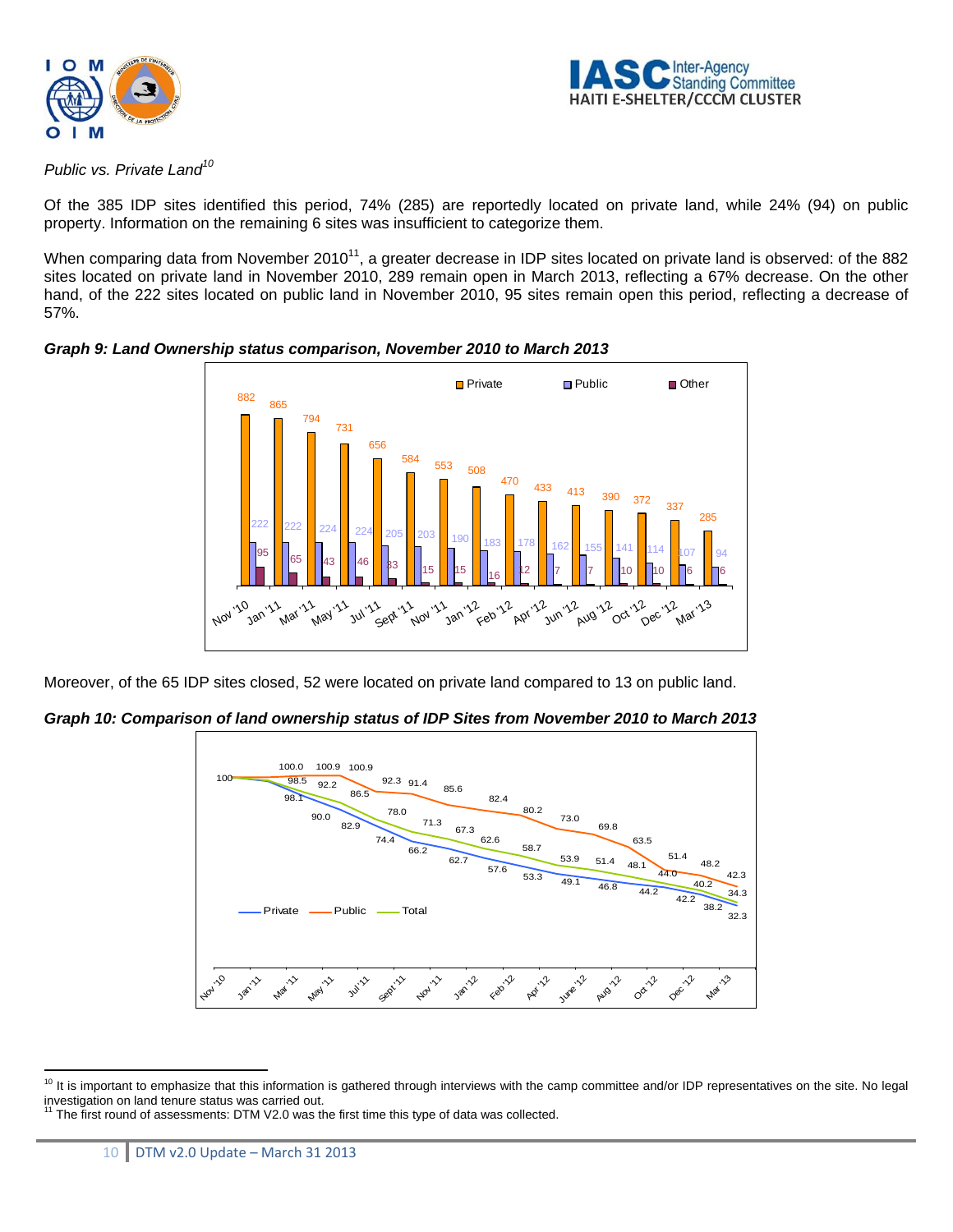*Public vs. Private Land*[10]

Of the 385 IDP sites identified this period, 74% (285) are reportedly located on private land, while 24% (94) on public property. Information on the remaining 6 sites was insufficient to categorize them.

When comparing data from November 2010[11], a greater decrease in IDP sites located on private land is observed: of the 882 sites located on private land in November 2010, 289 remain open in March 2013, reflecting a 67% decrease. On the other hand, of the 222 sites located on public land in November 2010, 95 sites remain open this period, reflecting a decrease of 57%.

***Graph 9: Land Ownership status comparison, November 2010 to March 2013***

| | Nov '10 | Jan '11 | Mar '11 | May '11 | Jul '11 | Sept '11 | Nov '11 | Jan '12 | Feb '12 | Apr '12 | Jun '12 | Aug '12 | Oct '12 | Dec '12 | Mar '13 |
|---|---|---|---|---|---|---|---|---|---|---|---|---|---|---|---|
| Private | 882 | 865 | 794 | 731 | 656 | 584 | 553 | 508 | 470 | 433 | 413 | 390 | 372 | 337 | 285 |
| Public | 222 | 222 | 224 | 224 | 205 | 203 | 190 | 183 | 178 | 162 | 155 | 141 | 114 | 107 | 94 |
| Other | 95 | 65 | 43 | 46 | 33 | 15 | 15 | 16 | 12 | 7 | 7 | 10 | 10 | 6 | 6 |

Moreover, of the 65 IDP sites closed, 52 were located on private land compared to 13 on public land.

***Graph 10: Comparison of land ownership status of IDP Sites from November 2010 to March 2013***

| | Nov '10 | Jan '11 | Mar '11 | May '11 | Jul '11 | Sept '11 | Nov '11 | Jan '12 | Feb '12 | Apr '12 | June '12 | Aug '12 | Oct '12 | Dec '12 | Mar '13 |
|---|---|---|---|---|---|---|---|---|---|---|---|---|---|---|---|
| Private | 100 | 98.1 | 90.0 | 82.9 | 74.4 | 66.2 | 62.7 | 57.6 | 53.3 | 49.1 | 46.8 | 44.2 | 42.2 | 38.2 | 32.3 |
| Public | 100 | 100.0 | 100.9 | 100.9 | 92.3 | 91.4 | 85.6 | 82.4 | 80.2 | 73.0 | 69.8 | 63.5 | 51.4 | 48.2 | 42.3 |
| Total | 100 | 98.5 | 92.2 | 86.5 | 78.0 | 71.3 | 67.3 | 62.6 | 58.7 | 53.9 | 51.4 | 48.1 | 44.0 | 40.2 | 34.3 |

[10] It is important to emphasize that this information is gathered through interviews with the camp committee and/or IDP representatives on the site. No legal investigation on land tenure status was carried out.

[11] The first round of assessments: DTM V2.0 was the first time this type of data was collected.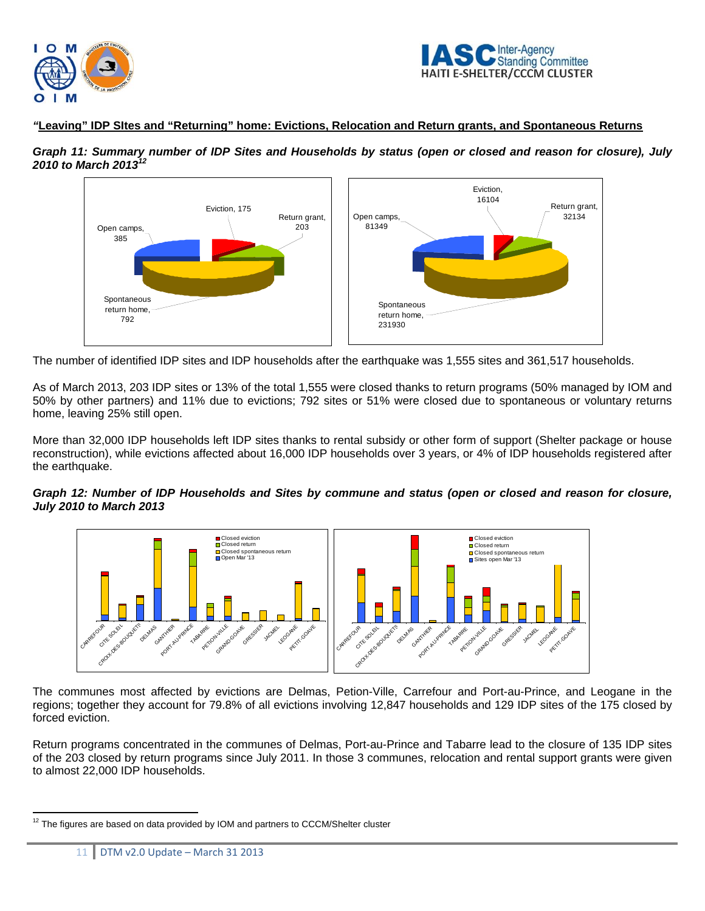***"*Leaving" IDP SItes and "Returning" home: Evictions, Relocation and Return grants, and Spontaneous Returns**

***Graph 11: Summary number of IDP Sites and Households by status (open or closed and reason for closure), July 2010 to March 2013*[12]**

Eviction, 175
Return grant, 203
Open camps, 385
Spontaneous return home, 792

Eviction, 16104
Return grant, 32134
Open camps, 81349
Spontaneous return home, 231930

The number of identified IDP sites and IDP households after the earthquake was 1,555 sites and 361,517 households.

As of March 2013, 203 IDP sites or 13% of the total 1,555 were closed thanks to return programs (50% managed by IOM and 50% by other partners) and 11% due to evictions; 792 sites or 51% were closed due to spontaneous or voluntary returns home, leaving 25% still open.

More than 32,000 IDP households left IDP sites thanks to rental subsidy or other form of support (Shelter package or house reconstruction), while evictions affected about 16,000 IDP households over 3 years, or 4% of IDP households registered after the earthquake.

***Graph 12: Number of IDP Households and Sites by commune and status (open or closed and reason for closure, July 2010 to March 2013***

Closed eviction
Closed return
Closed spontaneous return
Open Mar '13

CARREFOUR, CITE SOLEIL, CROIX-DES-BOUQUETS, DELMAS, GANTHIER, PORT-AU-PRINCE, TABARRE, PETION-VILLE, GRAND-GOAVE, GRESSIER, JACMEL, LEOGANE, PETIT-GOAVE

Closed eviction
Closed return
Closed spontaneous return
Sites open Mar '13

CARREFOUR, CITE SOLEIL, CROIX-DES-BOUQUETS, DELMAS, GANTHIER, PORT-AU-PRINCE, TABARRE, PETION-VILLE, GRAND-GOAVE, GRESSIER, JACMEL, LEOGANE, PETIT-GOAVE

The communes most affected by evictions are Delmas, Petion-Ville, Carrefour and Port-au-Prince, and Leogane in the regions; together they account for 79.8% of all evictions involving 12,847 households and 129 IDP sites of the 175 closed by forced eviction.

Return programs concentrated in the communes of Delmas, Port-au-Prince and Tabarre lead to the closure of 135 IDP sites of the 203 closed by return programs since July 2011. In those 3 communes, relocation and rental support grants were given to almost 22,000 IDP households.

[12] The figures are based on data provided by IOM and partners to CCCM/Shelter cluster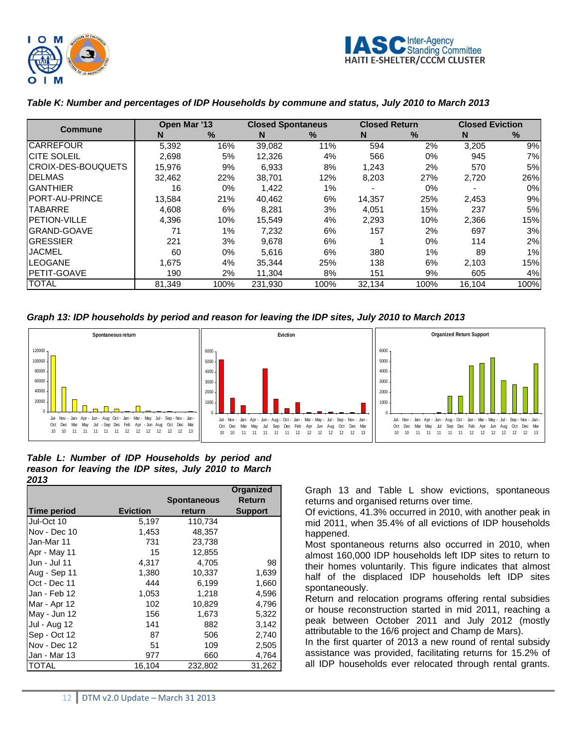***Table K: Number and percentages of IDP Households by commune and status, July 2010 to March 2013***

| Commune | Open Mar '13 | | Closed Spontaneus | | Closed Return | | Closed Eviction | |
|---|---|---|---|---|---|---|---|---|
| | N | % | N | % | N | % | N | % |
| CARREFOUR | 5,392 | 16% | 39,082 | 11% | 594 | 2% | 3,205 | 9% |
| CITE SOLEIL | 2,698 | 5% | 12,326 | 4% | 566 | 0% | 945 | 7% |
| CROIX-DES-BOUQUETS | 15,976 | 9% | 6,933 | 8% | 1,243 | 2% | 570 | 5% |
| DELMAS | 32,462 | 22% | 38,701 | 12% | 8,203 | 27% | 2,720 | 26% |
| GANTHIER | 16 | 0% | 1,422 | 1% | - | 0% | - | 0% |
| PORT-AU-PRINCE | 13,584 | 21% | 40,462 | 6% | 14,357 | 25% | 2,453 | 9% |
| TABARRE | 4,608 | 6% | 8,281 | 3% | 4,051 | 15% | 237 | 5% |
| PETION-VILLE | 4,396 | 10% | 15,549 | 4% | 2,293 | 10% | 2,366 | 15% |
| GRAND-GOAVE | 71 | 1% | 7,232 | 6% | 157 | 2% | 697 | 3% |
| GRESSIER | 221 | 3% | 9,678 | 6% | 1 | 0% | 114 | 2% |
| JACMEL | 60 | 0% | 5,616 | 6% | 380 | 1% | 89 | 1% |
| LEOGANE | 1,675 | 4% | 35,344 | 25% | 138 | 6% | 2,103 | 15% |
| PETIT-GOAVE | 190 | 2% | 11,304 | 8% | 151 | 9% | 605 | 4% |
| TOTAL | 81,349 | 100% | 231,930 | 100% | 32,134 | 100% | 16,104 | 100% |

***Graph 13: IDP households by period and reason for leaving the IDP sites, July 2010 to March 2013***

***Table L: Number of IDP Households by period and reason for leaving the IDP sites, July 2010 to March 2013***

| Time period | Eviction | Spontaneous return | Organized Return Support |
|---|---|---|---|
| Jul-Oct 10 | 5,197 | 110,734 | |
| Nov - Dec 10 | 1,453 | 48,357 | |
| Jan-Mar 11 | 731 | 23,738 | |
| Apr - May 11 | 15 | 12,855 | |
| Jun - Jul 11 | 4,317 | 4,705 | 98 |
| Aug - Sep 11 | 1,380 | 10,337 | 1,639 |
| Oct - Dec 11 | 444 | 6,199 | 1,660 |
| Jan - Feb 12 | 1,053 | 1,218 | 4,596 |
| Mar - Apr 12 | 102 | 10,829 | 4,796 |
| May - Jun 12 | 156 | 1,673 | 5,322 |
| Jul - Aug 12 | 141 | 882 | 3,142 |
| Sep - Oct 12 | 87 | 506 | 2,740 |
| Nov - Dec 12 | 51 | 109 | 2,505 |
| Jan - Mar 13 | 977 | 660 | 4,764 |
| TOTAL | 16,104 | 232,802 | 31,262 |

Graph 13 and Table L show evictions, spontaneous returns and organised returns over time.

Of evictions, 41.3% occurred in 2010, with another peak in mid 2011, when 35.4% of all evictions of IDP households happened.

Most spontaneous returns also occurred in 2010, when almost 160,000 IDP households left IDP sites to return to their homes voluntarily. This figure indicates that almost half of the displaced IDP households left IDP sites spontaneously.

Return and relocation programs offering rental subsidies or house reconstruction started in mid 2011, reaching a peak between October 2011 and July 2012 (mostly attributable to the 16/6 project and Champ de Mars).

In the first quarter of 2013 a new round of rental subsidy assistance was provided, facilitating returns for 15.2% of all IDP households ever relocated through rental grants.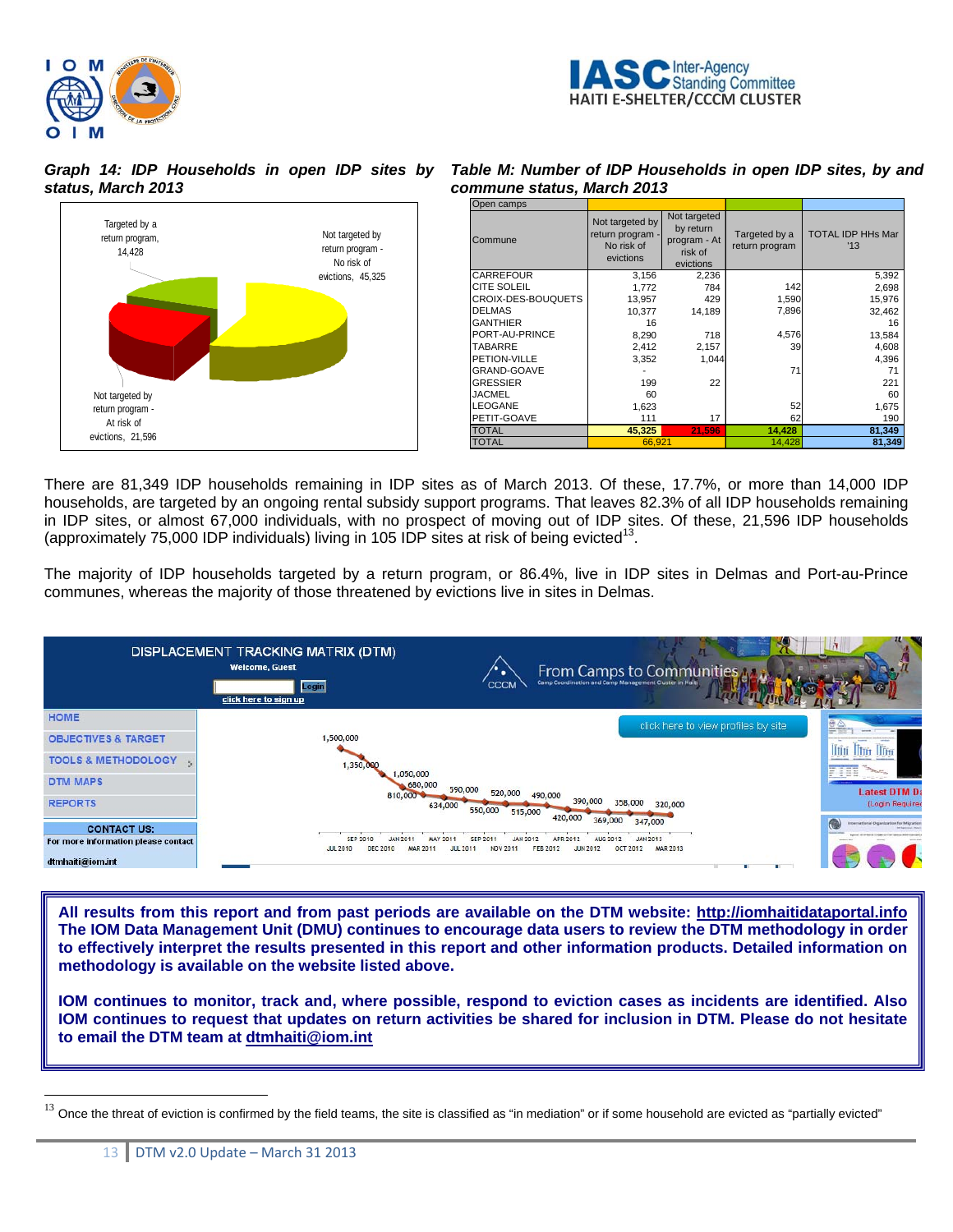***Graph 14: IDP Households in open IDP sites by status, March 2013***

Targeted by a return program, 14,428

Not targeted by return program - No risk of evictions, 45,325

Not targeted by return program - At risk of evictions, 21,596

***Table M: Number of IDP Households in open IDP sites, by and commune status, March 2013***

| Open camps | | | | |
|---|---|---|---|---|
| Commune | Not targeted by return program - No risk of evictions | Not targeted by return program - At risk of evictions | Targeted by a return program | TOTAL IDP HHs Mar '13 |
| CARREFOUR | 3,156 | 2,236 | | 5,392 |
| CITE SOLEIL | 1,772 | 784 | 142 | 2,698 |
| CROIX-DES-BOUQUETS | 13,957 | 429 | 1,590 | 15,976 |
| DELMAS | 10,377 | 14,189 | 7,896 | 32,462 |
| GANTHIER | 16 | | | 16 |
| PORT-AU-PRINCE | 8,290 | 718 | 4,576 | 13,584 |
| TABARRE | 2,412 | 2,157 | 39 | 4,608 |
| PETION-VILLE | 3,352 | 1,044 | | 4,396 |
| GRAND-GOAVE | - | | 71 | 71 |
| GRESSIER | 199 | 22 | | 221 |
| JACMEL | 60 | | | 60 |
| LEOGANE | 1,623 | | 52 | 1,675 |
| PETIT-GOAVE | 111 | 17 | 62 | 190 |
| TOTAL | 45,325 | 21,596 | 14,428 | 81,349 |
| TOTAL | 66,921 | | 14,428 | 81,349 |

There are 81,349 IDP households remaining in IDP sites as of March 2013. Of these, 17.7%, or more than 14,000 IDP households, are targeted by an ongoing rental subsidy support programs. That leaves 82.3% of all IDP households remaining in IDP sites, or almost 67,000 individuals, with no prospect of moving out of IDP sites. Of these, 21,596 IDP households (approximately 75,000 IDP individuals) living in 105 IDP sites at risk of being evicted[13].

The majority of IDP households targeted by a return program, or 86.4%, live in IDP sites in Delmas and Port-au-Prince communes, whereas the majority of those threatened by evictions live in sites in Delmas.

**All results from this report and from past periods are available on the DTM website: http://iomhaitidataportal.info The IOM Data Management Unit (DMU) continues to encourage data users to review the DTM methodology in order to effectively interpret the results presented in this report and other information products. Detailed information on methodology is available on the website listed above.**

**IOM continues to monitor, track and, where possible, respond to eviction cases as incidents are identified. Also IOM continues to request that updates on return activities be shared for inclusion in DTM. Please do not hesitate to email the DTM team at dtmhaiti@iom.int**

---

[13] Once the threat of eviction is confirmed by the field teams, the site is classified as "in mediation" or if some household are evicted as "partially evicted"